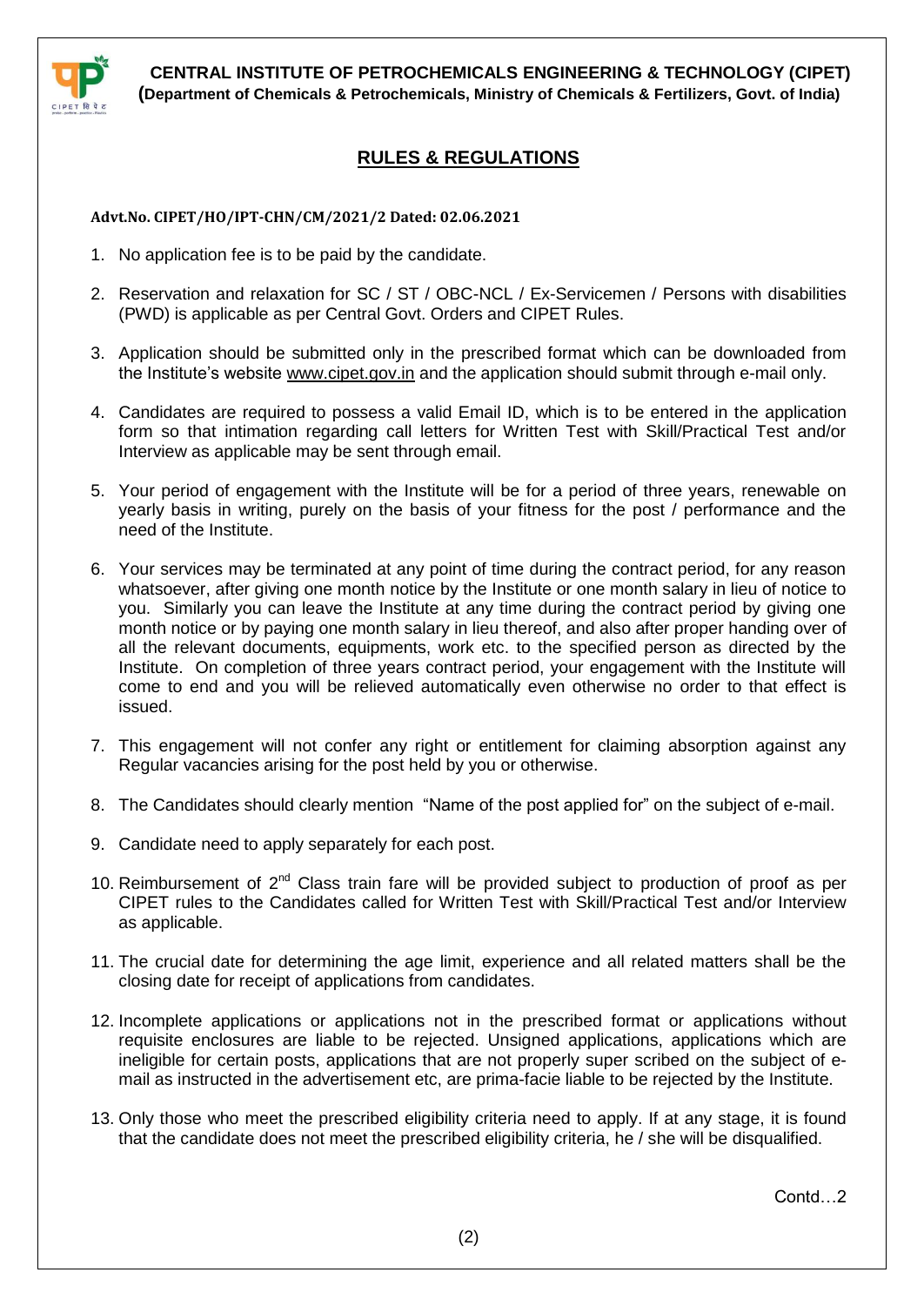**CENTRAL INSTITUTE OF PETROCHEMICALS ENGINEERING & TECHNOLOGY (CIPET)**
**(Department of Chemicals & Petrochemicals, Ministry of Chemicals & Fertilizers, Govt. of India)**

## RULES & REGULATIONS

**Advt.No. CIPET/HO/IPT-CHN/CM/2021/2 Dated: 02.06.2021**

1. No application fee is to be paid by the candidate.

2. Reservation and relaxation for SC / ST / OBC-NCL / Ex-Servicemen / Persons with disabilities (PWD) is applicable as per Central Govt. Orders and CIPET Rules.

3. Application should be submitted only in the prescribed format which can be downloaded from the Institute's website www.cipet.gov.in and the application should submit through e-mail only.

4. Candidates are required to possess a valid Email ID, which is to be entered in the application form so that intimation regarding call letters for Written Test with Skill/Practical Test and/or Interview as applicable may be sent through email.

5. Your period of engagement with the Institute will be for a period of three years, renewable on yearly basis in writing, purely on the basis of your fitness for the post / performance and the need of the Institute.

6. Your services may be terminated at any point of time during the contract period, for any reason whatsoever, after giving one month notice by the Institute or one month salary in lieu of notice to you. Similarly you can leave the Institute at any time during the contract period by giving one month notice or by paying one month salary in lieu thereof, and also after proper handing over of all the relevant documents, equipments, work etc. to the specified person as directed by the Institute. On completion of three years contract period, your engagement with the Institute will come to end and you will be relieved automatically even otherwise no order to that effect is issued.

7. This engagement will not confer any right or entitlement for claiming absorption against any Regular vacancies arising for the post held by you or otherwise.

8. The Candidates should clearly mention "Name of the post applied for" on the subject of e-mail.

9. Candidate need to apply separately for each post.

10. Reimbursement of 2nd Class train fare will be provided subject to production of proof as per CIPET rules to the Candidates called for Written Test with Skill/Practical Test and/or Interview as applicable.

11. The crucial date for determining the age limit, experience and all related matters shall be the closing date for receipt of applications from candidates.

12. Incomplete applications or applications not in the prescribed format or applications without requisite enclosures are liable to be rejected. Unsigned applications, applications which are ineligible for certain posts, applications that are not properly super scribed on the subject of e-mail as instructed in the advertisement etc, are prima-facie liable to be rejected by the Institute.

13. Only those who meet the prescribed eligibility criteria need to apply. If at any stage, it is found that the candidate does not meet the prescribed eligibility criteria, he / she will be disqualified.

Contd…2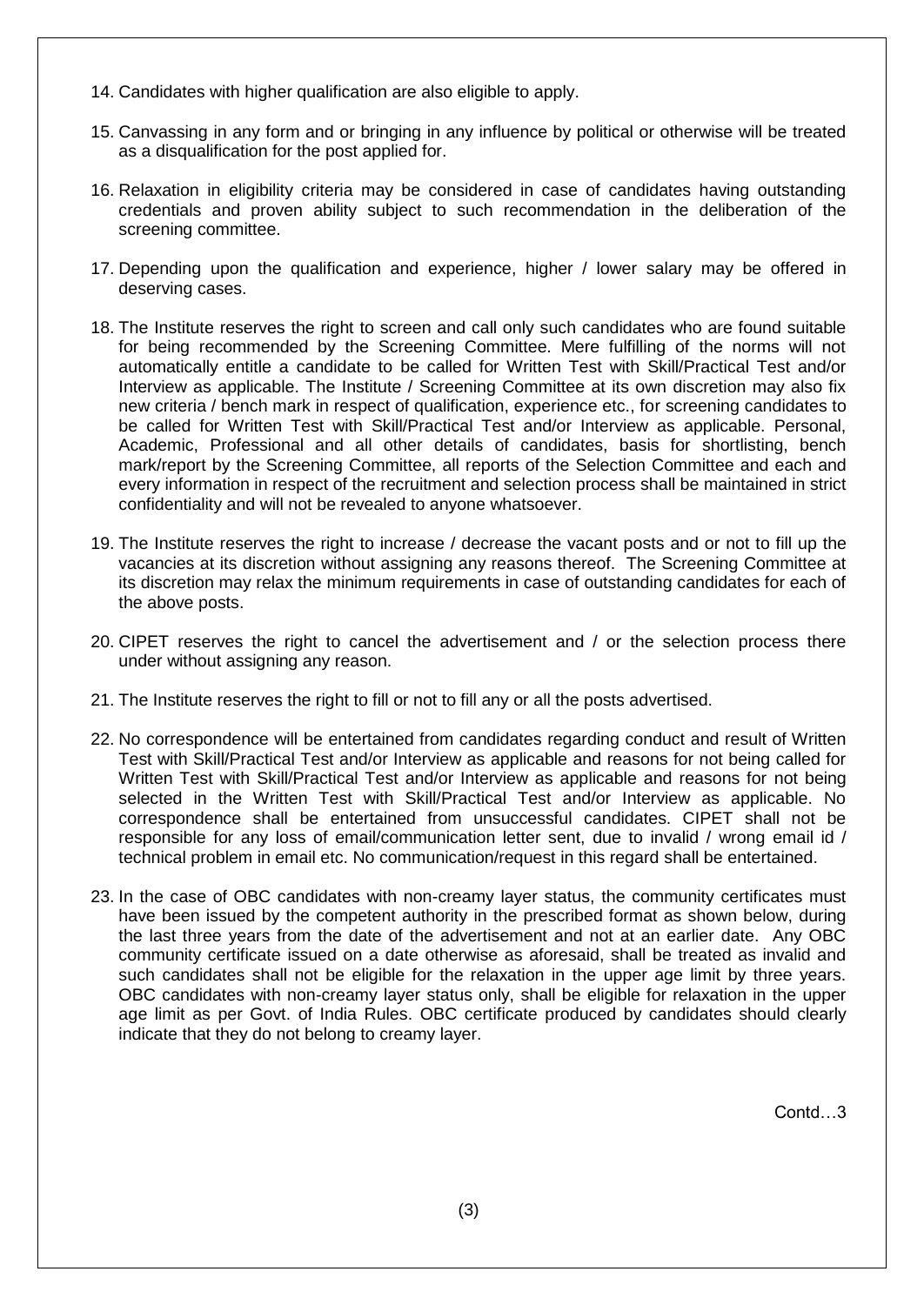14. Candidates with higher qualification are also eligible to apply.

15. Canvassing in any form and or bringing in any influence by political or otherwise will be treated as a disqualification for the post applied for.

16. Relaxation in eligibility criteria may be considered in case of candidates having outstanding credentials and proven ability subject to such recommendation in the deliberation of the screening committee.

17. Depending upon the qualification and experience, higher / lower salary may be offered in deserving cases.

18. The Institute reserves the right to screen and call only such candidates who are found suitable for being recommended by the Screening Committee. Mere fulfilling of the norms will not automatically entitle a candidate to be called for Written Test with Skill/Practical Test and/or Interview as applicable. The Institute / Screening Committee at its own discretion may also fix new criteria / bench mark in respect of qualification, experience etc., for screening candidates to be called for Written Test with Skill/Practical Test and/or Interview as applicable. Personal, Academic, Professional and all other details of candidates, basis for shortlisting, bench mark/report by the Screening Committee, all reports of the Selection Committee and each and every information in respect of the recruitment and selection process shall be maintained in strict confidentiality and will not be revealed to anyone whatsoever.

19. The Institute reserves the right to increase / decrease the vacant posts and or not to fill up the vacancies at its discretion without assigning any reasons thereof. The Screening Committee at its discretion may relax the minimum requirements in case of outstanding candidates for each of the above posts.

20. CIPET reserves the right to cancel the advertisement and / or the selection process there under without assigning any reason.

21. The Institute reserves the right to fill or not to fill any or all the posts advertised.

22. No correspondence will be entertained from candidates regarding conduct and result of Written Test with Skill/Practical Test and/or Interview as applicable and reasons for not being called for Written Test with Skill/Practical Test and/or Interview as applicable and reasons for not being selected in the Written Test with Skill/Practical Test and/or Interview as applicable. No correspondence shall be entertained from unsuccessful candidates. CIPET shall not be responsible for any loss of email/communication letter sent, due to invalid / wrong email id / technical problem in email etc. No communication/request in this regard shall be entertained.

23. In the case of OBC candidates with non-creamy layer status, the community certificates must have been issued by the competent authority in the prescribed format as shown below, during the last three years from the date of the advertisement and not at an earlier date. Any OBC community certificate issued on a date otherwise as aforesaid, shall be treated as invalid and such candidates shall not be eligible for the relaxation in the upper age limit by three years. OBC candidates with non-creamy layer status only, shall be eligible for relaxation in the upper age limit as per Govt. of India Rules. OBC certificate produced by candidates should clearly indicate that they do not belong to creamy layer.

Contd…3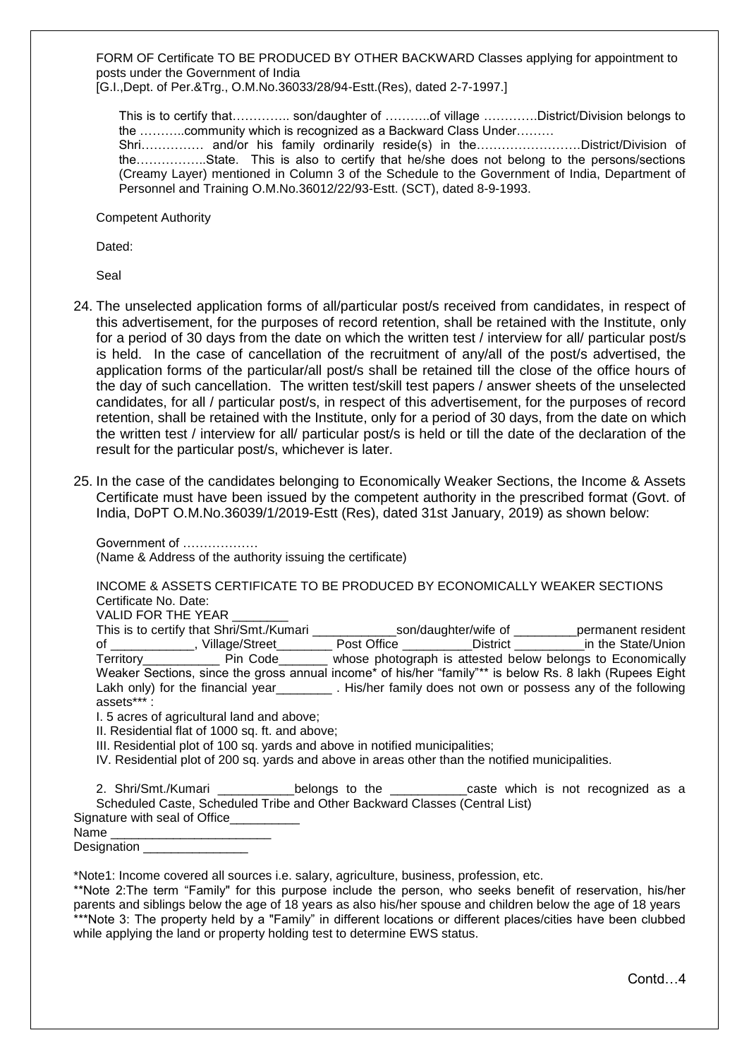FORM OF Certificate TO BE PRODUCED BY OTHER BACKWARD Classes applying for appointment to posts under the Government of India
[G.I.,Dept. of Per.&Trg., O.M.No.36033/28/94-Estt.(Res), dated 2-7-1997.]

This is to certify that………….. son/daughter of ………..of village ………….District/Division belongs to the ………..community which is recognized as a Backward Class Under……… Shri…………… and/or his family ordinarily reside(s) in the…………………….District/Division of the……………..State. This is also to certify that he/she does not belong to the persons/sections (Creamy Layer) mentioned in Column 3 of the Schedule to the Government of India, Department of Personnel and Training O.M.No.36012/22/93-Estt. (SCT), dated 8-9-1993.

Competent Authority

Dated:

Seal

24. The unselected application forms of all/particular post/s received from candidates, in respect of this advertisement, for the purposes of record retention, shall be retained with the Institute, only for a period of 30 days from the date on which the written test / interview for all/ particular post/s is held. In the case of cancellation of the recruitment of any/all of the post/s advertised, the application forms of the particular/all post/s shall be retained till the close of the office hours of the day of such cancellation. The written test/skill test papers / answer sheets of the unselected candidates, for all / particular post/s, in respect of this advertisement, for the purposes of record retention, shall be retained with the Institute, only for a period of 30 days, from the date on which the written test / interview for all/ particular post/s is held or till the date of the declaration of the result for the particular post/s, whichever is later.

25. In the case of the candidates belonging to Economically Weaker Sections, the Income & Assets Certificate must have been issued by the competent authority in the prescribed format (Govt. of India, DoPT O.M.No.36039/1/2019-Estt (Res), dated 31st January, 2019) as shown below:

Government of ………………
(Name & Address of the authority issuing the certificate)

INCOME & ASSETS CERTIFICATE TO BE PRODUCED BY ECONOMICALLY WEAKER SECTIONS
Certificate No. Date:
VALID FOR THE YEAR ________

This is to certify that Shri/Smt./Kumari ____________son/daughter/wife of _________permanent resident of ____________, Village/Street________ Post Office __________District __________in the State/Union Territory___________ Pin Code_______ whose photograph is attested below belongs to Economically Weaker Sections, since the gross annual income* of his/her "family"** is below Rs. 8 lakh (Rupees Eight Lakh only) for the financial year________ . His/her family does not own or possess any of the following assets*** :

I. 5 acres of agricultural land and above;
II. Residential flat of 1000 sq. ft. and above;
III. Residential plot of 100 sq. yards and above in notified municipalities;
IV. Residential plot of 200 sq. yards and above in areas other than the notified municipalities.

2. Shri/Smt./Kumari ___________belongs to the ___________caste which is not recognized as a Scheduled Caste, Scheduled Tribe and Other Backward Classes (Central List)

Signature with seal of Office__________
Name _______________________
Designation _______________

*Note1: Income covered all sources i.e. salary, agriculture, business, profession, etc.
**Note 2:The term "Family" for this purpose include the person, who seeks benefit of reservation, his/her parents and siblings below the age of 18 years as also his/her spouse and children below the age of 18 years
***Note 3: The property held by a "Family" in different locations or different places/cities have been clubbed while applying the land or property holding test to determine EWS status.

Contd…4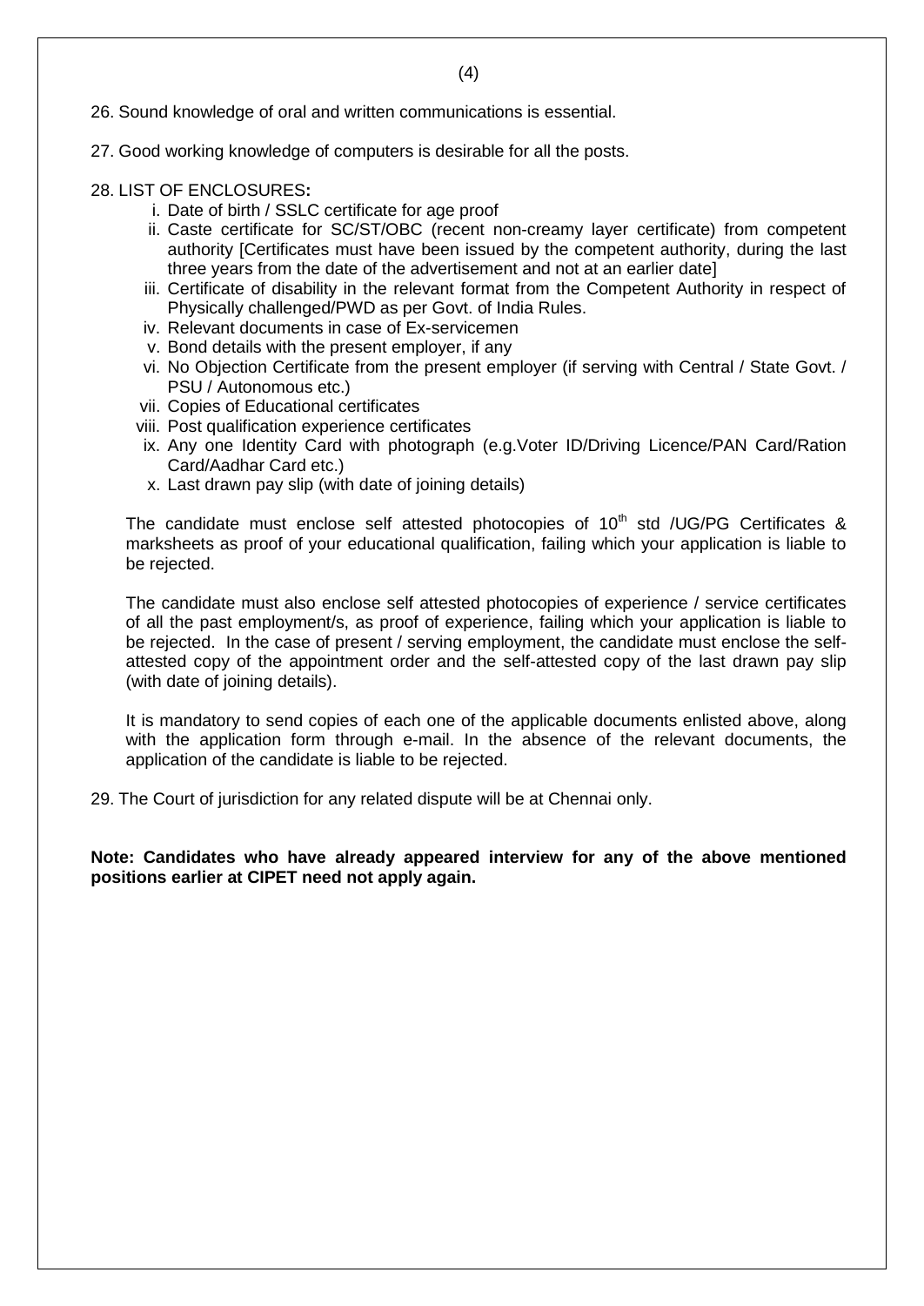26. Sound knowledge of oral and written communications is essential.

27. Good working knowledge of computers is desirable for all the posts.

28. LIST OF ENCLOSURES**:**

   i. Date of birth / SSLC certificate for age proof
   ii. Caste certificate for SC/ST/OBC (recent non-creamy layer certificate) from competent authority [Certificates must have been issued by the competent authority, during the last three years from the date of the advertisement and not at an earlier date]
   iii. Certificate of disability in the relevant format from the Competent Authority in respect of Physically challenged/PWD as per Govt. of India Rules.
   iv. Relevant documents in case of Ex-servicemen
   v. Bond details with the present employer, if any
   vi. No Objection Certificate from the present employer (if serving with Central / State Govt. / PSU / Autonomous etc.)
   vii. Copies of Educational certificates
   viii. Post qualification experience certificates
   ix. Any one Identity Card with photograph (e.g.Voter ID/Driving Licence/PAN Card/Ration Card/Aadhar Card etc.)
   x. Last drawn pay slip (with date of joining details)

   The candidate must enclose self attested photocopies of 10th std /UG/PG Certificates & marksheets as proof of your educational qualification, failing which your application is liable to be rejected.

   The candidate must also enclose self attested photocopies of experience / service certificates of all the past employment/s, as proof of experience, failing which your application is liable to be rejected. In the case of present / serving employment, the candidate must enclose the self-attested copy of the appointment order and the self-attested copy of the last drawn pay slip (with date of joining details).

   It is mandatory to send copies of each one of the applicable documents enlisted above, along with the application form through e-mail. In the absence of the relevant documents, the application of the candidate is liable to be rejected.

29. The Court of jurisdiction for any related dispute will be at Chennai only.

**Note: Candidates who have already appeared interview for any of the above mentioned positions earlier at CIPET need not apply again.**